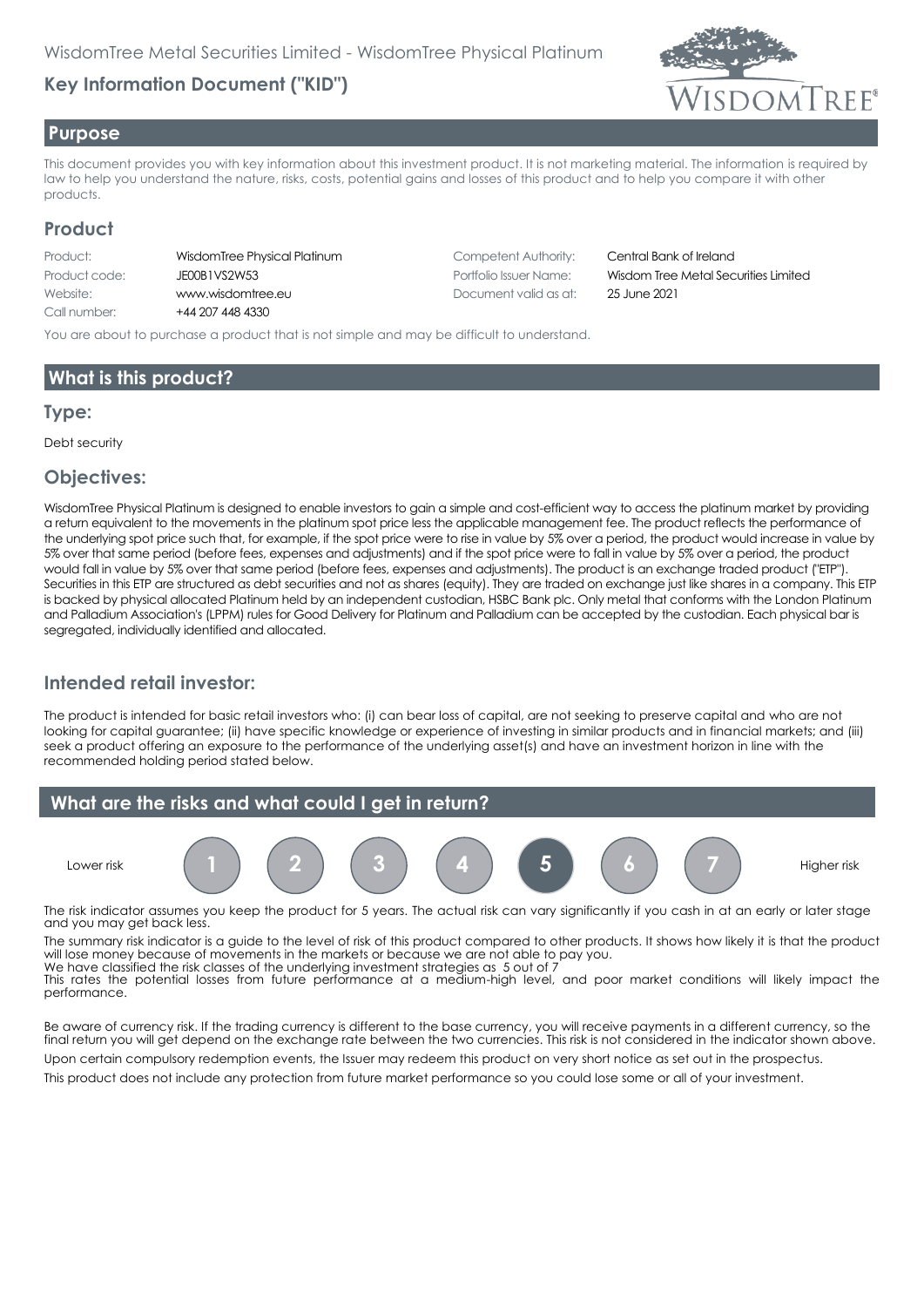WisdomTree Metal Securities Limited - WisdomTree Physical Platinum

# Key Information Document ("KID")

## Purpose

This document provides you with key information about this investment product. It is not marketing material. The information is required by law to help you understand the nature, risks, costs, potential gains and losses of this product and to help you compare it with other products.

## Product

| | | | |
|---|---|---|---|
| Product: | WisdomTree Physical Platinum | Competent Authority: | Central Bank of Ireland |
| Product code: | JE00B1VS2W53 | Portfolio Issuer Name: | Wisdom Tree Metal Securities Limited |
| Website: | www.wisdomtree.eu | Document valid as at: | 25 June 2021 |
| Call number: | +44 207 448 4330 | | |

You are about to purchase a product that is not simple and may be difficult to understand.

## What is this product?

### Type:

Debt security

### Objectives:

WisdomTree Physical Platinum is designed to enable investors to gain a simple and cost-efficient way to access the platinum market by providing a return equivalent to the movements in the platinum spot price less the applicable management fee. The product reflects the performance of the underlying spot price such that, for example, if the spot price were to rise in value by 5% over a period, the product would increase in value by 5% over that same period (before fees, expenses and adjustments) and if the spot price were to fall in value by 5% over a period, the product would fall in value by 5% over that same period (before fees, expenses and adjustments). The product is an exchange traded product ("ETP"). Securities in this ETP are structured as debt securities and not as shares (equity). They are traded on exchange just like shares in a company. This ETP is backed by physical allocated Platinum held by an independent custodian, HSBC Bank plc. Only metal that conforms with the London Platinum and Palladium Association's (LPPM) rules for Good Delivery for Platinum and Palladium can be accepted by the custodian. Each physical bar is segregated, individually identified and allocated.

### Intended retail investor:

The product is intended for basic retail investors who: (i) can bear loss of capital, are not seeking to preserve capital and who are not looking for capital guarantee; (ii) have specific knowledge or experience of investing in similar products and in financial markets; and (iii) seek a product offering an exposure to the performance of the underlying asset(s) and have an investment horizon in line with the recommended holding period stated below.

## What are the risks and what could I get in return?

Lower risk 1 2 3 4 **5** 6 7 Higher risk

The risk indicator assumes you keep the product for 5 years. The actual risk can vary significantly if you cash in at an early or later stage and you may get back less.

The summary risk indicator is a guide to the level of risk of this product compared to other products. It shows how likely it is that the product will lose money because of movements in the markets or because we are not able to pay you.
We have classified the risk classes of the underlying investment strategies as 5 out of 7
This rates the potential losses from future performance at a medium-high level, and poor market conditions will likely impact the performance.

Be aware of currency risk. If the trading currency is different to the base currency, you will receive payments in a different currency, so the final return you will get depend on the exchange rate between the two currencies. This risk is not considered in the indicator shown above.

Upon certain compulsory redemption events, the Issuer may redeem this product on very short notice as set out in the prospectus.

This product does not include any protection from future market performance so you could lose some or all of your investment.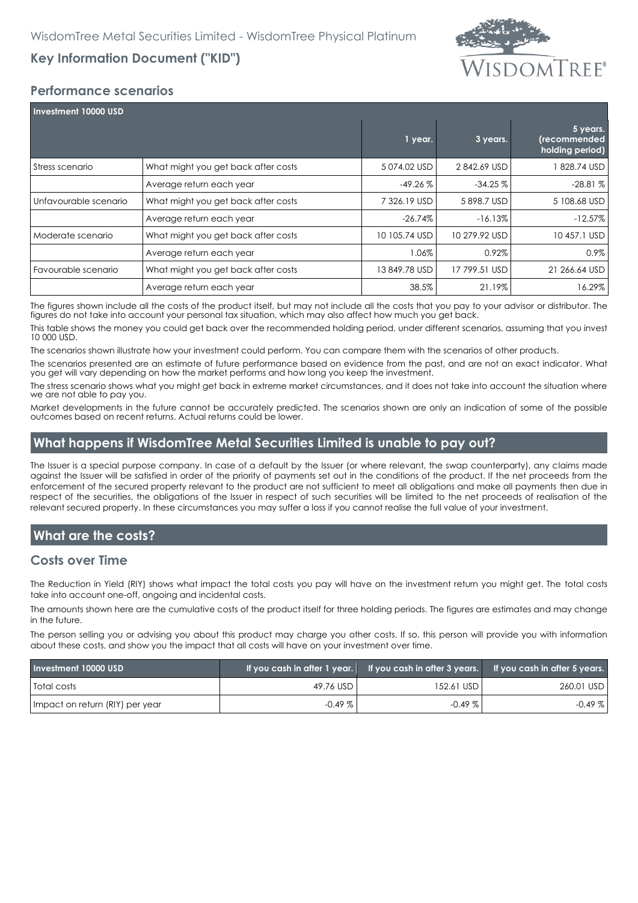## Performance scenarios

| Investment 10000 USD | | | | |
|---|---|---|---|---|
| | | 1 year. | 3 years. | 5 years. (recommended holding period) |
| Stress scenario | What might you get back after costs | 5 074.02 USD | 2 842.69 USD | 1 828.74 USD |
| | Average return each year | -49.26 % | -34.25 % | -28.81 % |
| Unfavourable scenario | What might you get back after costs | 7 326.19 USD | 5 898.7 USD | 5 108.68 USD |
| | Average return each year | -26.74% | -16.13% | -12.57% |
| Moderate scenario | What might you get back after costs | 10 105.74 USD | 10 279.92 USD | 10 457.1 USD |
| | Average return each year | 1.06% | 0.92% | 0.9% |
| Favourable scenario | What might you get back after costs | 13 849.78 USD | 17 799.51 USD | 21 266.64 USD |
| | Average return each year | 38.5% | 21.19% | 16.29% |

The figures shown include all the costs of the product itself, but may not include all the costs that you pay to your advisor or distributor. The figures do not take into account your personal tax situation, which may also affect how much you get back.

This table shows the money you could get back over the recommended holding period, under different scenarios, assuming that you invest 10 000 USD.

The scenarios shown illustrate how your investment could perform. You can compare them with the scenarios of other products.

The scenarios presented are an estimate of future performance based on evidence from the past, and are not an exact indicator. What you get will vary depending on how the market performs and how long you keep the investment.

The stress scenario shows what you might get back in extreme market circumstances, and it does not take into account the situation where we are not able to pay you.

Market developments in the future cannot be accurately predicted. The scenarios shown are only an indication of some of the possible outcomes based on recent returns. Actual returns could be lower.

## What happens if WisdomTree Metal Securities Limited is unable to pay out?

The Issuer is a special purpose company. In case of a default by the Issuer (or where relevant, the swap counterparty), any claims made against the Issuer will be satisfied in order of the priority of payments set out in the conditions of the product. If the net proceeds from the enforcement of the secured property relevant to the product are not sufficient to meet all obligations and make all payments then due in respect of the securities, the obligations of the Issuer in respect of such securities will be limited to the net proceeds of realisation of the relevant secured property. In these circumstances you may suffer a loss if you cannot realise the full value of your investment.

## What are the costs?

### Costs over Time

The Reduction in Yield (RIY) shows what impact the total costs you pay will have on the investment return you might get. The total costs take into account one-off, ongoing and incidental costs.

The amounts shown here are the cumulative costs of the product itself for three holding periods. The figures are estimates and may change in the future.

The person selling you or advising you about this product may charge you other costs. If so, this person will provide you with information about these costs, and show you the impact that all costs will have on your investment over time.

| Investment 10000 USD | If you cash in after 1 year. | If you cash in after 3 years. | If you cash in after 5 years. |
|---|---|---|---|
| Total costs | 49.76 USD | 152.61 USD | 260.01 USD |
| Impact on return (RIY) per year | -0.49 % | -0.49 % | -0.49 % |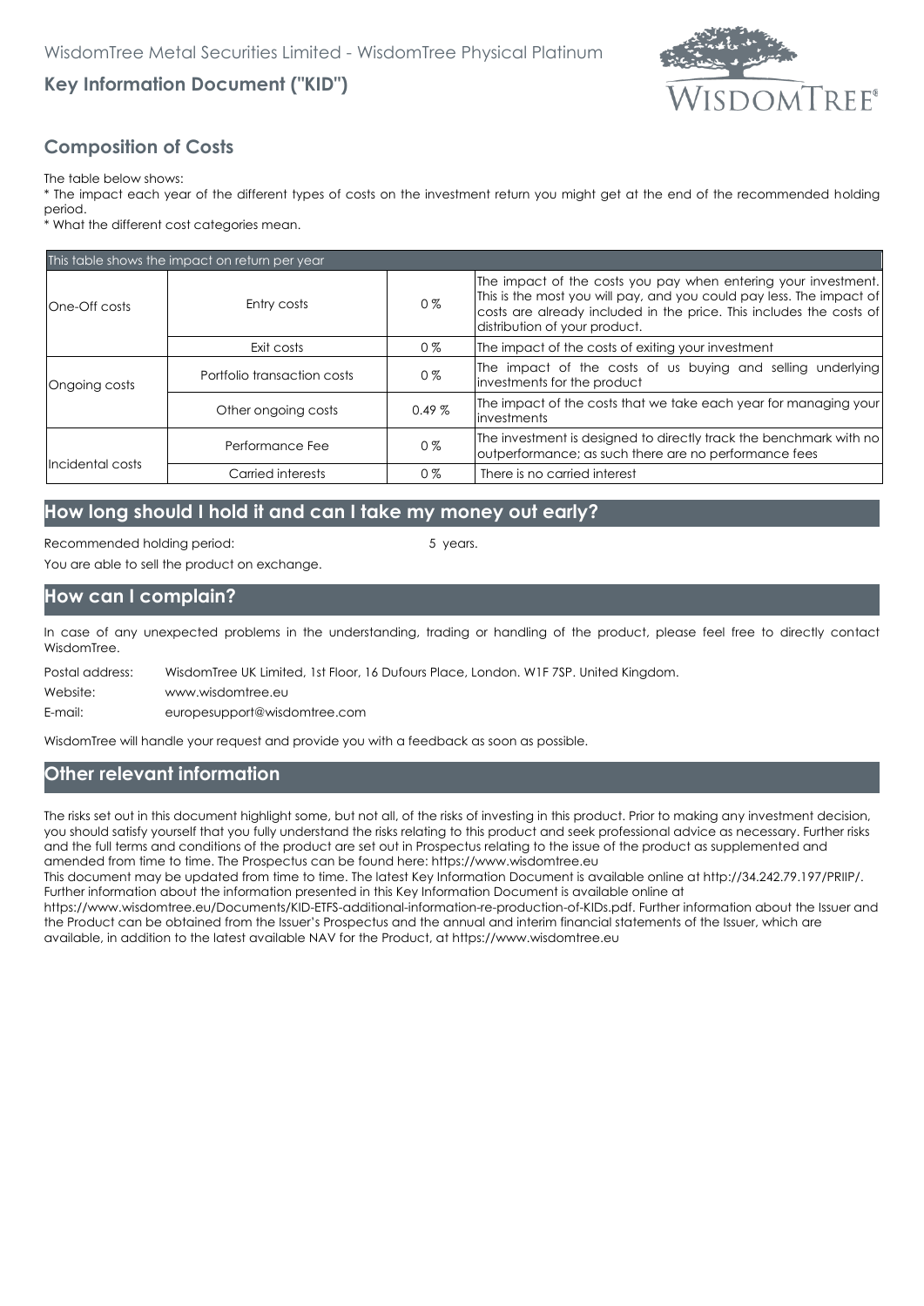WisdomTree Metal Securities Limited - WisdomTree Physical Platinum

## Key Information Document ("KID")

## Composition of Costs

The table below shows:
* The impact each year of the different types of costs on the investment return you might get at the end of the recommended holding period.
* What the different cost categories mean.

| This table shows the impact on return per year | | | |
|---|---|---|---|
| One-Off costs | Entry costs | 0 % | The impact of the costs you pay when entering your investment. This is the most you will pay, and you could pay less. The impact of costs are already included in the price. This includes the costs of distribution of your product. |
| | Exit costs | 0 % | The impact of the costs of exiting your investment |
| Ongoing costs | Portfolio transaction costs | 0 % | The impact of the costs of us buying and selling underlying investments for the product |
| | Other ongoing costs | 0.49 % | The impact of the costs that we take each year for managing your investments |
| Incidental costs | Performance Fee | 0 % | The investment is designed to directly track the benchmark with no outperformance; as such there are no performance fees |
| | Carried interests | 0 % | There is no carried interest |

## How long should I hold it and can I take my money out early?

Recommended holding period: 5 years.

You are able to sell the product on exchange.

## How can I complain?

In case of any unexpected problems in the understanding, trading or handling of the product, please feel free to directly contact WisdomTree.

Postal address: WisdomTree UK Limited, 1st Floor, 16 Dufours Place, London. W1F 7SP. United Kingdom.

Website: www.wisdomtree.eu

E-mail: europesupport@wisdomtree.com

WisdomTree will handle your request and provide you with a feedback as soon as possible.

## Other relevant information

The risks set out in this document highlight some, but not all, of the risks of investing in this product. Prior to making any investment decision, you should satisfy yourself that you fully understand the risks relating to this product and seek professional advice as necessary. Further risks and the full terms and conditions of the product are set out in Prospectus relating to the issue of the product as supplemented and amended from time to time. The Prospectus can be found here: https://www.wisdomtree.eu
This document may be updated from time to time. The latest Key Information Document is available online at http://34.242.79.197/PRIIP/. Further information about the information presented in this Key Information Document is available online at https://www.wisdomtree.eu/Documents/KID-ETFS-additional-information-re-production-of-KIDs.pdf. Further information about the Issuer and the Product can be obtained from the Issuer's Prospectus and the annual and interim financial statements of the Issuer, which are available, in addition to the latest available NAV for the Product, at https://www.wisdomtree.eu